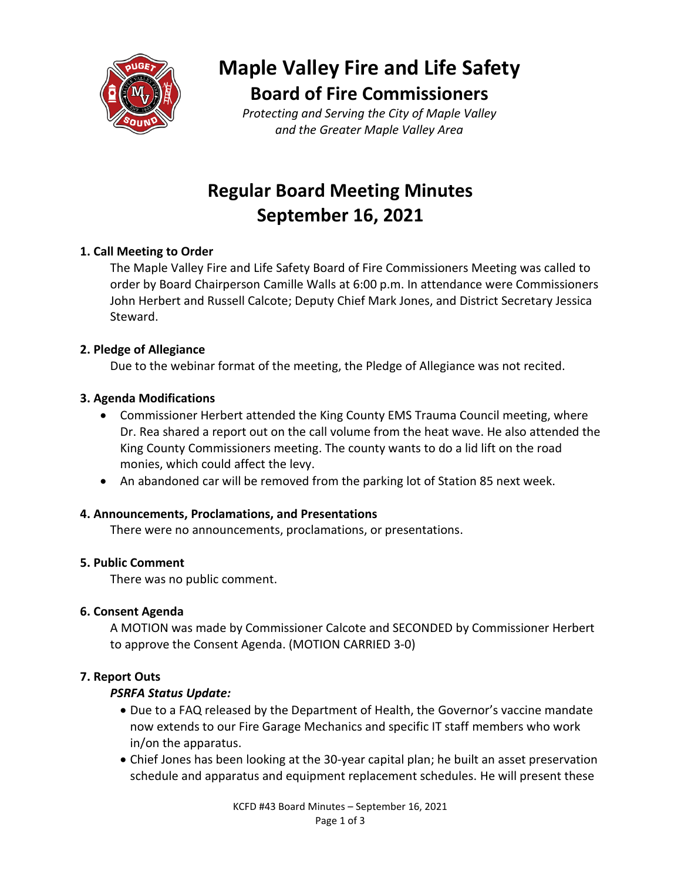# Maple Valley Fire and Life Safety

## Board of Fire Commissioners

*Protecting and Serving the City of Maple Valley and the Greater Maple Valley Area*

# Regular Board Meeting Minutes
# September 16, 2021

### 1. Call Meeting to Order

The Maple Valley Fire and Life Safety Board of Fire Commissioners Meeting was called to order by Board Chairperson Camille Walls at 6:00 p.m. In attendance were Commissioners John Herbert and Russell Calcote; Deputy Chief Mark Jones, and District Secretary Jessica Steward.

### 2. Pledge of Allegiance

Due to the webinar format of the meeting, the Pledge of Allegiance was not recited.

### 3. Agenda Modifications

- Commissioner Herbert attended the King County EMS Trauma Council meeting, where Dr. Rea shared a report out on the call volume from the heat wave. He also attended the King County Commissioners meeting. The county wants to do a lid lift on the road monies, which could affect the levy.
- An abandoned car will be removed from the parking lot of Station 85 next week.

### 4. Announcements, Proclamations, and Presentations

There were no announcements, proclamations, or presentations.

### 5. Public Comment

There was no public comment.

### 6. Consent Agenda

A MOTION was made by Commissioner Calcote and SECONDED by Commissioner Herbert to approve the Consent Agenda. (MOTION CARRIED 3-0)

### 7. Report Outs

*PSRFA Status Update:*

- Due to a FAQ released by the Department of Health, the Governor's vaccine mandate now extends to our Fire Garage Mechanics and specific IT staff members who work in/on the apparatus.
- Chief Jones has been looking at the 30-year capital plan; he built an asset preservation schedule and apparatus and equipment replacement schedules. He will present these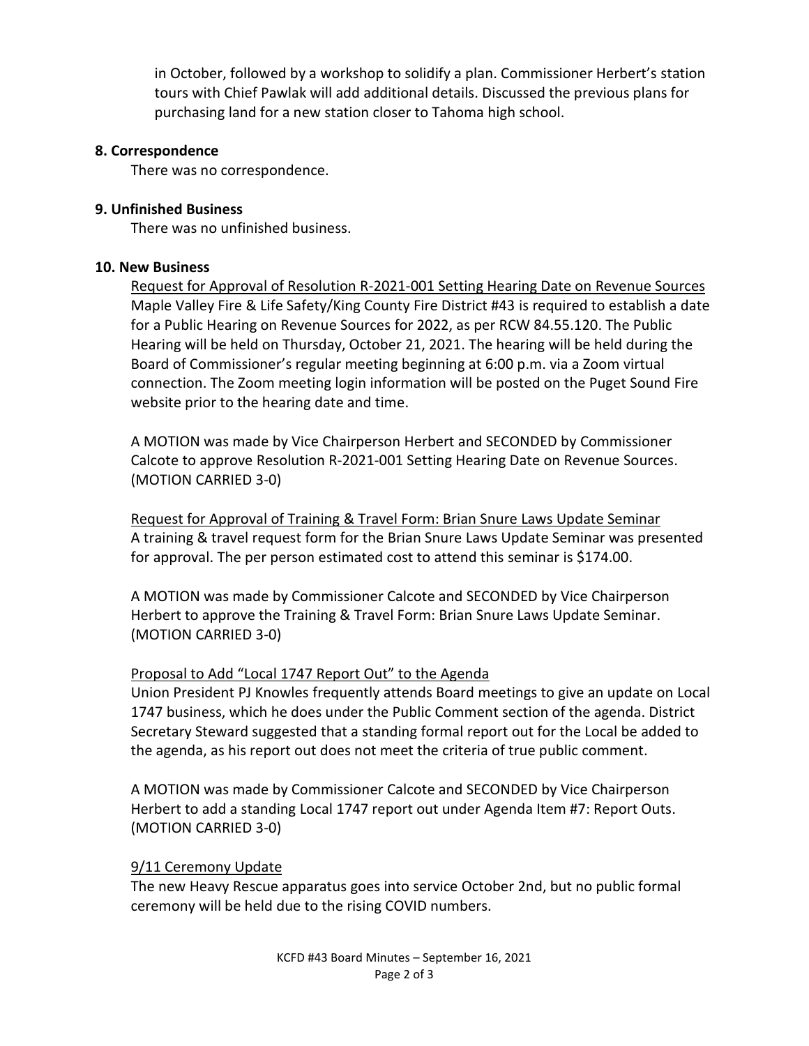in October, followed by a workshop to solidify a plan. Commissioner Herbert's station tours with Chief Pawlak will add additional details. Discussed the previous plans for purchasing land for a new station closer to Tahoma high school.

**8. Correspondence**

There was no correspondence.

**9. Unfinished Business**

There was no unfinished business.

**10. New Business**

Request for Approval of Resolution R-2021-001 Setting Hearing Date on Revenue Sources

Maple Valley Fire & Life Safety/King County Fire District #43 is required to establish a date for a Public Hearing on Revenue Sources for 2022, as per RCW 84.55.120. The Public Hearing will be held on Thursday, October 21, 2021. The hearing will be held during the Board of Commissioner's regular meeting beginning at 6:00 p.m. via a Zoom virtual connection. The Zoom meeting login information will be posted on the Puget Sound Fire website prior to the hearing date and time.

A MOTION was made by Vice Chairperson Herbert and SECONDED by Commissioner Calcote to approve Resolution R-2021-001 Setting Hearing Date on Revenue Sources. (MOTION CARRIED 3-0)

Request for Approval of Training & Travel Form: Brian Snure Laws Update Seminar

A training & travel request form for the Brian Snure Laws Update Seminar was presented for approval. The per person estimated cost to attend this seminar is $174.00.

A MOTION was made by Commissioner Calcote and SECONDED by Vice Chairperson Herbert to approve the Training & Travel Form: Brian Snure Laws Update Seminar. (MOTION CARRIED 3-0)

Proposal to Add "Local 1747 Report Out" to the Agenda

Union President PJ Knowles frequently attends Board meetings to give an update on Local 1747 business, which he does under the Public Comment section of the agenda. District Secretary Steward suggested that a standing formal report out for the Local be added to the agenda, as his report out does not meet the criteria of true public comment.

A MOTION was made by Commissioner Calcote and SECONDED by Vice Chairperson Herbert to add a standing Local 1747 report out under Agenda Item #7: Report Outs. (MOTION CARRIED 3-0)

9/11 Ceremony Update

The new Heavy Rescue apparatus goes into service October 2nd, but no public formal ceremony will be held due to the rising COVID numbers.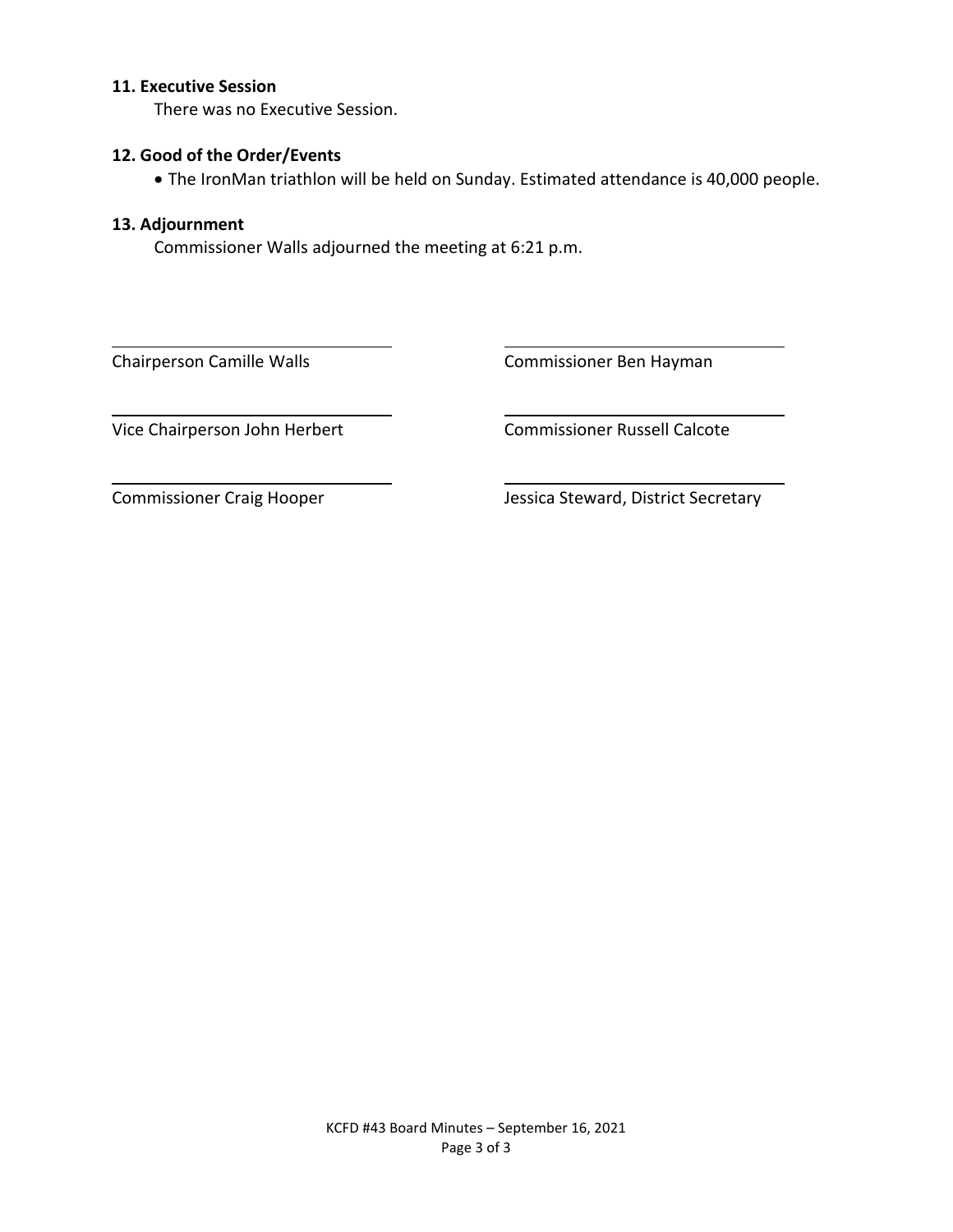**11. Executive Session**

There was no Executive Session.

**12. Good of the Order/Events**

- The IronMan triathlon will be held on Sunday. Estimated attendance is 40,000 people.

**13. Adjournment**

Commissioner Walls adjourned the meeting at 6:21 p.m.

| | |
|---|---|
| ______________________________ | ______________________________ |
| Chairperson Camille Walls | Commissioner Ben Hayman |
| ______________________________ | ______________________________ |
| Vice Chairperson John Herbert | Commissioner Russell Calcote |
| ______________________________ | ______________________________ |
| Commissioner Craig Hooper | Jessica Steward, District Secretary |

KCFD #43 Board Minutes – September 16, 2021